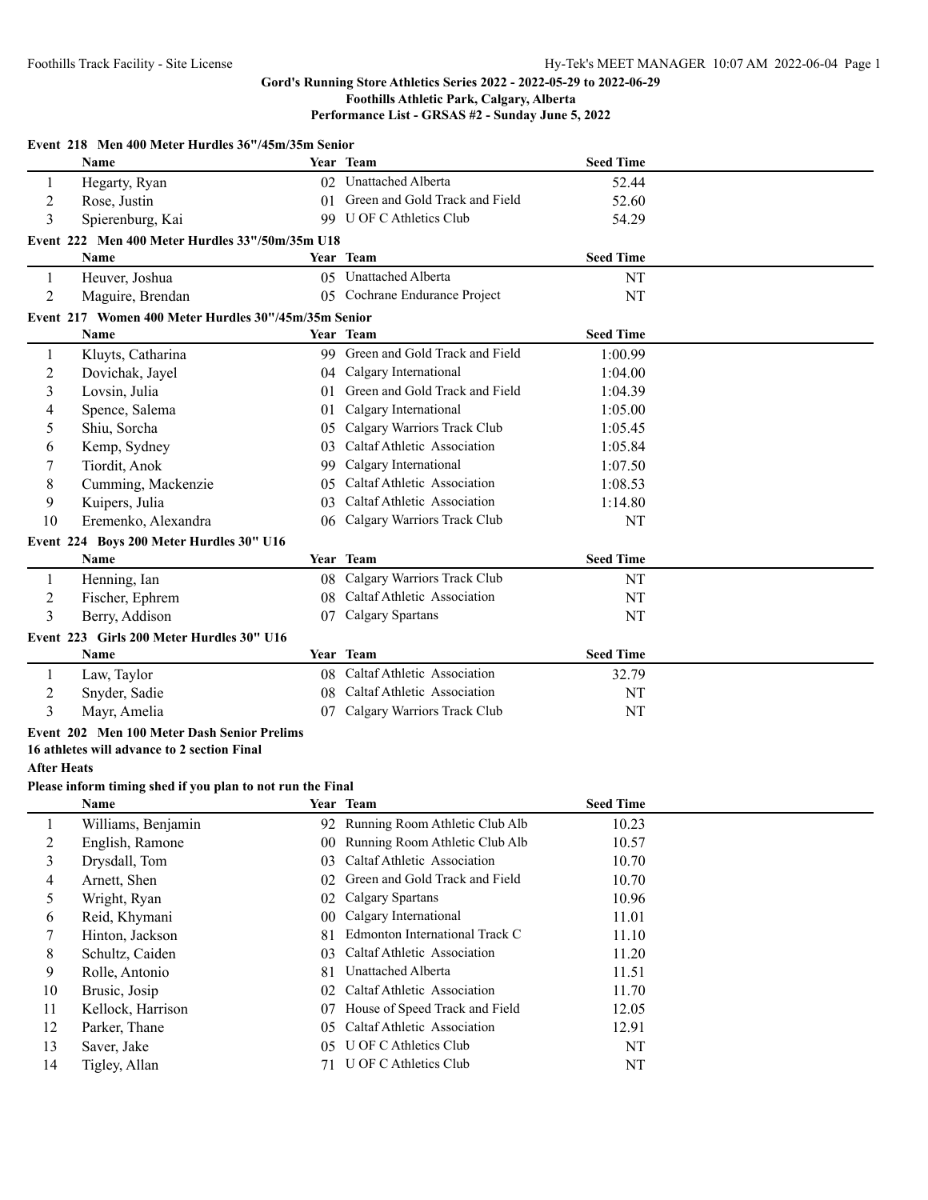## Gord's Running Store Athletics Series 2022 - 2022-05-29 to 2022-06-29

**Foothills Athletic Park, Calgary, Alberta**

**Performance List - GRSAS #2 - Sunday June 5, 2022**

### Event 218 Men 400 Meter Hurdles 36"/45m/35m Senior

| | Name | Year | Team | Seed Time |
|---|---|---|---|---|
| 1 | Hegarty, Ryan | 02 | Unattached Alberta | 52.44 |
| 2 | Rose, Justin | 01 | Green and Gold Track and Field | 52.60 |
| 3 | Spierenburg, Kai | 99 | U OF C Athletics Club | 54.29 |

### Event 222 Men 400 Meter Hurdles 33"/50m/35m U18

| | Name | Year | Team | Seed Time |
|---|---|---|---|---|
| 1 | Heuver, Joshua | 05 | Unattached Alberta | NT |
| 2 | Maguire, Brendan | 05 | Cochrane Endurance Project | NT |

### Event 217 Women 400 Meter Hurdles 30"/45m/35m Senior

| | Name | Year | Team | Seed Time |
|---|---|---|---|---|
| 1 | Kluyts, Catharina | 99 | Green and Gold Track and Field | 1:00.99 |
| 2 | Dovichak, Jayel | 04 | Calgary International | 1:04.00 |
| 3 | Lovsin, Julia | 01 | Green and Gold Track and Field | 1:04.39 |
| 4 | Spence, Salema | 01 | Calgary International | 1:05.00 |
| 5 | Shiu, Sorcha | 05 | Calgary Warriors Track Club | 1:05.45 |
| 6 | Kemp, Sydney | 03 | Caltaf Athletic Association | 1:05.84 |
| 7 | Tiordit, Anok | 99 | Calgary International | 1:07.50 |
| 8 | Cumming, Mackenzie | 05 | Caltaf Athletic Association | 1:08.53 |
| 9 | Kuipers, Julia | 03 | Caltaf Athletic Association | 1:14.80 |
| 10 | Eremenko, Alexandra | 06 | Calgary Warriors Track Club | NT |

### Event 224 Boys 200 Meter Hurdles 30" U16

| | Name | Year | Team | Seed Time |
|---|---|---|---|---|
| 1 | Henning, Ian | 08 | Calgary Warriors Track Club | NT |
| 2 | Fischer, Ephrem | 08 | Caltaf Athletic Association | NT |
| 3 | Berry, Addison | 07 | Calgary Spartans | NT |

### Event 223 Girls 200 Meter Hurdles 30" U16

| | Name | Year | Team | Seed Time |
|---|---|---|---|---|
| 1 | Law, Taylor | 08 | Caltaf Athletic Association | 32.79 |
| 2 | Snyder, Sadie | 08 | Caltaf Athletic Association | NT |
| 3 | Mayr, Amelia | 07 | Calgary Warriors Track Club | NT |

### Event 202 Men 100 Meter Dash Senior Prelims

**16 athletes will advance to 2 section Final**

**After Heats**

**Please inform timing shed if you plan to not run the Final**

| | Name | Year | Team | Seed Time |
|---|---|---|---|---|
| 1 | Williams, Benjamin | 92 | Running Room Athletic Club Alb | 10.23 |
| 2 | English, Ramone | 00 | Running Room Athletic Club Alb | 10.57 |
| 3 | Drysdall, Tom | 03 | Caltaf Athletic Association | 10.70 |
| 4 | Arnett, Shen | 02 | Green and Gold Track and Field | 10.70 |
| 5 | Wright, Ryan | 02 | Calgary Spartans | 10.96 |
| 6 | Reid, Khymani | 00 | Calgary International | 11.01 |
| 7 | Hinton, Jackson | 81 | Edmonton International Track C | 11.10 |
| 8 | Schultz, Caiden | 03 | Caltaf Athletic Association | 11.20 |
| 9 | Rolle, Antonio | 81 | Unattached Alberta | 11.51 |
| 10 | Brusic, Josip | 02 | Caltaf Athletic Association | 11.70 |
| 11 | Kellock, Harrison | 07 | House of Speed Track and Field | 12.05 |
| 12 | Parker, Thane | 05 | Caltaf Athletic Association | 12.91 |
| 13 | Saver, Jake | 05 | U OF C Athletics Club | NT |
| 14 | Tigley, Allan | 71 | U OF C Athletics Club | NT |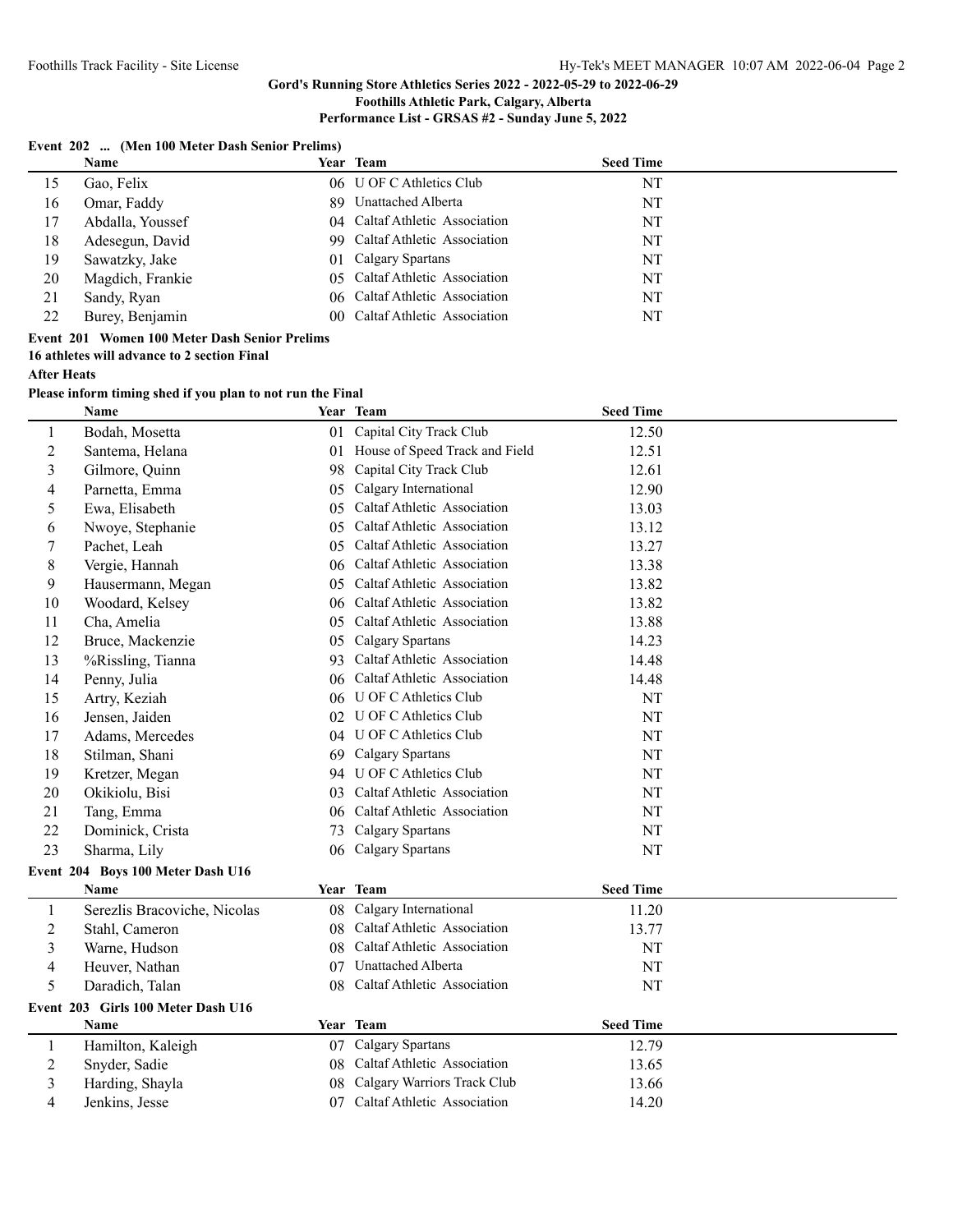**Event 202 ... (Men 100 Meter Dash Senior Prelims)**

| | Name | Year | Team | Seed Time |
|---|---|---|---|---|
| 15 | Gao, Felix | 06 | U OF C Athletics Club | NT |
| 16 | Omar, Faddy | 89 | Unattached Alberta | NT |
| 17 | Abdalla, Youssef | 04 | Caltaf Athletic Association | NT |
| 18 | Adesegun, David | 99 | Caltaf Athletic Association | NT |
| 19 | Sawatzky, Jake | 01 | Calgary Spartans | NT |
| 20 | Magdich, Frankie | 05 | Caltaf Athletic Association | NT |
| 21 | Sandy, Ryan | 06 | Caltaf Athletic Association | NT |
| 22 | Burey, Benjamin | 00 | Caltaf Athletic Association | NT |

**Event 201 Women 100 Meter Dash Senior Prelims**

**16 athletes will advance to 2 section Final**

**After Heats**

**Please inform timing shed if you plan to not run the Final**

| | Name | Year | Team | Seed Time |
|---|---|---|---|---|
| 1 | Bodah, Mosetta | 01 | Capital City Track Club | 12.50 |
| 2 | Santema, Helana | 01 | House of Speed Track and Field | 12.51 |
| 3 | Gilmore, Quinn | 98 | Capital City Track Club | 12.61 |
| 4 | Parnetta, Emma | 05 | Calgary International | 12.90 |
| 5 | Ewa, Elisabeth | 05 | Caltaf Athletic Association | 13.03 |
| 6 | Nwoye, Stephanie | 05 | Caltaf Athletic Association | 13.12 |
| 7 | Pachet, Leah | 05 | Caltaf Athletic Association | 13.27 |
| 8 | Vergie, Hannah | 06 | Caltaf Athletic Association | 13.38 |
| 9 | Hausermann, Megan | 05 | Caltaf Athletic Association | 13.82 |
| 10 | Woodard, Kelsey | 06 | Caltaf Athletic Association | 13.82 |
| 11 | Cha, Amelia | 05 | Caltaf Athletic Association | 13.88 |
| 12 | Bruce, Mackenzie | 05 | Calgary Spartans | 14.23 |
| 13 | %Rissling, Tianna | 93 | Caltaf Athletic Association | 14.48 |
| 14 | Penny, Julia | 06 | Caltaf Athletic Association | 14.48 |
| 15 | Artry, Keziah | 06 | U OF C Athletics Club | NT |
| 16 | Jensen, Jaiden | 02 | U OF C Athletics Club | NT |
| 17 | Adams, Mercedes | 04 | U OF C Athletics Club | NT |
| 18 | Stilman, Shani | 69 | Calgary Spartans | NT |
| 19 | Kretzer, Megan | 94 | U OF C Athletics Club | NT |
| 20 | Okikiolu, Bisi | 03 | Caltaf Athletic Association | NT |
| 21 | Tang, Emma | 06 | Caltaf Athletic Association | NT |
| 22 | Dominick, Crista | 73 | Calgary Spartans | NT |
| 23 | Sharma, Lily | 06 | Calgary Spartans | NT |

**Event 204 Boys 100 Meter Dash U16**

| | Name | Year | Team | Seed Time |
|---|---|---|---|---|
| 1 | Serezlis Bracoviche, Nicolas | 08 | Calgary International | 11.20 |
| 2 | Stahl, Cameron | 08 | Caltaf Athletic Association | 13.77 |
| 3 | Warne, Hudson | 08 | Caltaf Athletic Association | NT |
| 4 | Heuver, Nathan | 07 | Unattached Alberta | NT |
| 5 | Daradich, Talan | 08 | Caltaf Athletic Association | NT |

**Event 203 Girls 100 Meter Dash U16**

| | Name | Year | Team | Seed Time |
|---|---|---|---|---|
| 1 | Hamilton, Kaleigh | 07 | Calgary Spartans | 12.79 |
| 2 | Snyder, Sadie | 08 | Caltaf Athletic Association | 13.65 |
| 3 | Harding, Shayla | 08 | Calgary Warriors Track Club | 13.66 |
| 4 | Jenkins, Jesse | 07 | Caltaf Athletic Association | 14.20 |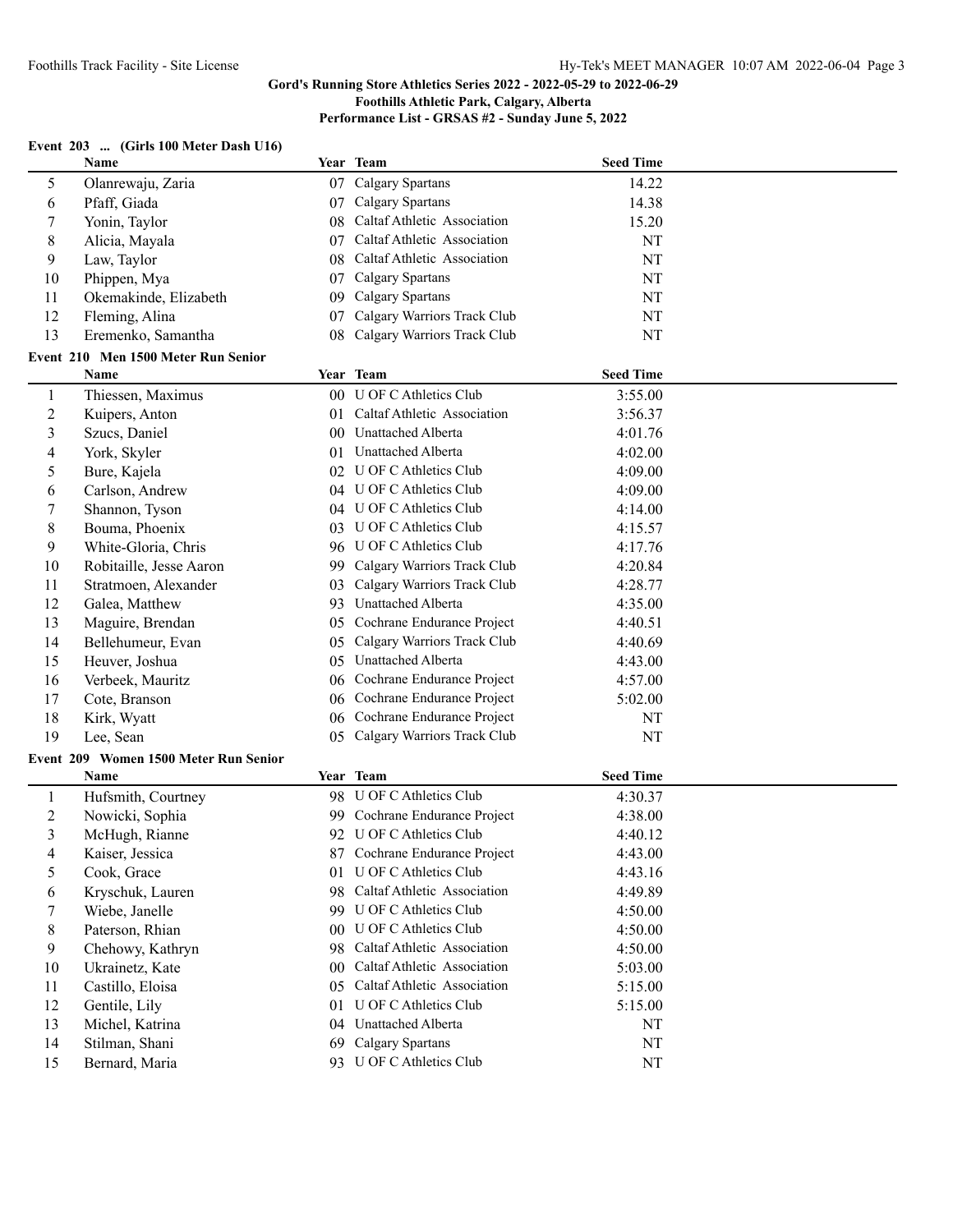# Gord's Running Store Athletics Series 2022 - 2022-05-29 to 2022-06-29

**Foothills Athletic Park, Calgary, Alberta**

**Performance List - GRSAS #2 - Sunday June 5, 2022**

### Event 203 ... (Girls 100 Meter Dash U16)

| | Name | Year | Team | Seed Time |
|---|---|---|---|---|
| 5 | Olanrewaju, Zaria | 07 | Calgary Spartans | 14.22 |
| 6 | Pfaff, Giada | 07 | Calgary Spartans | 14.38 |
| 7 | Yonin, Taylor | 08 | Caltaf Athletic Association | 15.20 |
| 8 | Alicia, Mayala | 07 | Caltaf Athletic Association | NT |
| 9 | Law, Taylor | 08 | Caltaf Athletic Association | NT |
| 10 | Phippen, Mya | 07 | Calgary Spartans | NT |
| 11 | Okemakinde, Elizabeth | 09 | Calgary Spartans | NT |
| 12 | Fleming, Alina | 07 | Calgary Warriors Track Club | NT |
| 13 | Eremenko, Samantha | 08 | Calgary Warriors Track Club | NT |

### Event 210 Men 1500 Meter Run Senior

| | Name | Year | Team | Seed Time |
|---|---|---|---|---|
| 1 | Thiessen, Maximus | 00 | U OF C Athletics Club | 3:55.00 |
| 2 | Kuipers, Anton | 01 | Caltaf Athletic Association | 3:56.37 |
| 3 | Szucs, Daniel | 00 | Unattached Alberta | 4:01.76 |
| 4 | York, Skyler | 01 | Unattached Alberta | 4:02.00 |
| 5 | Bure, Kajela | 02 | U OF C Athletics Club | 4:09.00 |
| 6 | Carlson, Andrew | 04 | U OF C Athletics Club | 4:09.00 |
| 7 | Shannon, Tyson | 04 | U OF C Athletics Club | 4:14.00 |
| 8 | Bouma, Phoenix | 03 | U OF C Athletics Club | 4:15.57 |
| 9 | White-Gloria, Chris | 96 | U OF C Athletics Club | 4:17.76 |
| 10 | Robitaille, Jesse Aaron | 99 | Calgary Warriors Track Club | 4:20.84 |
| 11 | Stratmoen, Alexander | 03 | Calgary Warriors Track Club | 4:28.77 |
| 12 | Galea, Matthew | 93 | Unattached Alberta | 4:35.00 |
| 13 | Maguire, Brendan | 05 | Cochrane Endurance Project | 4:40.51 |
| 14 | Bellehumeur, Evan | 05 | Calgary Warriors Track Club | 4:40.69 |
| 15 | Heuver, Joshua | 05 | Unattached Alberta | 4:43.00 |
| 16 | Verbeek, Mauritz | 06 | Cochrane Endurance Project | 4:57.00 |
| 17 | Cote, Branson | 06 | Cochrane Endurance Project | 5:02.00 |
| 18 | Kirk, Wyatt | 06 | Cochrane Endurance Project | NT |
| 19 | Lee, Sean | 05 | Calgary Warriors Track Club | NT |

### Event 209 Women 1500 Meter Run Senior

| | Name | Year | Team | Seed Time |
|---|---|---|---|---|
| 1 | Hufsmith, Courtney | 98 | U OF C Athletics Club | 4:30.37 |
| 2 | Nowicki, Sophia | 99 | Cochrane Endurance Project | 4:38.00 |
| 3 | McHugh, Rianne | 92 | U OF C Athletics Club | 4:40.12 |
| 4 | Kaiser, Jessica | 87 | Cochrane Endurance Project | 4:43.00 |
| 5 | Cook, Grace | 01 | U OF C Athletics Club | 4:43.16 |
| 6 | Kryschuk, Lauren | 98 | Caltaf Athletic Association | 4:49.89 |
| 7 | Wiebe, Janelle | 99 | U OF C Athletics Club | 4:50.00 |
| 8 | Paterson, Rhian | 00 | U OF C Athletics Club | 4:50.00 |
| 9 | Chehowy, Kathryn | 98 | Caltaf Athletic Association | 4:50.00 |
| 10 | Ukrainetz, Kate | 00 | Caltaf Athletic Association | 5:03.00 |
| 11 | Castillo, Eloisa | 05 | Caltaf Athletic Association | 5:15.00 |
| 12 | Gentile, Lily | 01 | U OF C Athletics Club | 5:15.00 |
| 13 | Michel, Katrina | 04 | Unattached Alberta | NT |
| 14 | Stilman, Shani | 69 | Calgary Spartans | NT |
| 15 | Bernard, Maria | 93 | U OF C Athletics Club | NT |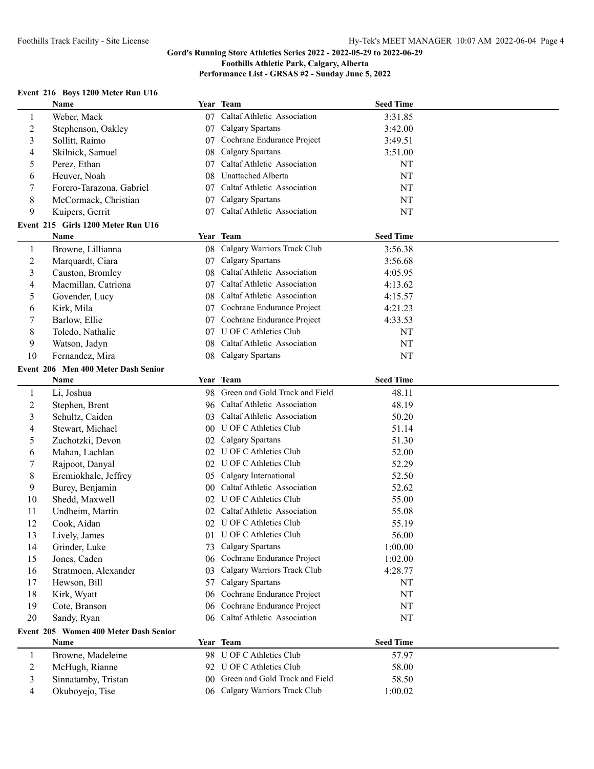Gord's Running Store Athletics Series 2022 - 2022-05-29 to 2022-06-29
Foothills Athletic Park, Calgary, Alberta
Performance List - GRSAS #2 - Sunday June 5, 2022

### Event 216 Boys 1200 Meter Run U16

| | Name | Year | Team | Seed Time |
|---|---|---|---|---|
| 1 | Weber, Mack | 07 | Caltaf Athletic Association | 3:31.85 |
| 2 | Stephenson, Oakley | 07 | Calgary Spartans | 3:42.00 |
| 3 | Sollitt, Raimo | 07 | Cochrane Endurance Project | 3:49.51 |
| 4 | Skilnick, Samuel | 08 | Calgary Spartans | 3:51.00 |
| 5 | Perez, Ethan | 07 | Caltaf Athletic Association | NT |
| 6 | Heuver, Noah | 08 | Unattached Alberta | NT |
| 7 | Forero-Tarazona, Gabriel | 07 | Caltaf Athletic Association | NT |
| 8 | McCormack, Christian | 07 | Calgary Spartans | NT |
| 9 | Kuipers, Gerrit | 07 | Caltaf Athletic Association | NT |

### Event 215 Girls 1200 Meter Run U16

| | Name | Year | Team | Seed Time |
|---|---|---|---|---|
| 1 | Browne, Lillianna | 08 | Calgary Warriors Track Club | 3:56.38 |
| 2 | Marquardt, Ciara | 07 | Calgary Spartans | 3:56.68 |
| 3 | Causton, Bromley | 08 | Caltaf Athletic Association | 4:05.95 |
| 4 | Macmillan, Catriona | 07 | Caltaf Athletic Association | 4:13.62 |
| 5 | Govender, Lucy | 08 | Caltaf Athletic Association | 4:15.57 |
| 6 | Kirk, Mila | 07 | Cochrane Endurance Project | 4:21.23 |
| 7 | Barlow, Ellie | 07 | Cochrane Endurance Project | 4:33.53 |
| 8 | Toledo, Nathalie | 07 | U OF C Athletics Club | NT |
| 9 | Watson, Jadyn | 08 | Caltaf Athletic Association | NT |
| 10 | Fernandez, Mira | 08 | Calgary Spartans | NT |

### Event 206 Men 400 Meter Dash Senior

| | Name | Year | Team | Seed Time |
|---|---|---|---|---|
| 1 | Li, Joshua | 98 | Green and Gold Track and Field | 48.11 |
| 2 | Stephen, Brent | 96 | Caltaf Athletic Association | 48.19 |
| 3 | Schultz, Caiden | 03 | Caltaf Athletic Association | 50.20 |
| 4 | Stewart, Michael | 00 | U OF C Athletics Club | 51.14 |
| 5 | Zuchotzki, Devon | 02 | Calgary Spartans | 51.30 |
| 6 | Mahan, Lachlan | 02 | U OF C Athletics Club | 52.00 |
| 7 | Rajpoot, Danyal | 02 | U OF C Athletics Club | 52.29 |
| 8 | Eremiokhale, Jeffrey | 05 | Calgary International | 52.50 |
| 9 | Burey, Benjamin | 00 | Caltaf Athletic Association | 52.62 |
| 10 | Shedd, Maxwell | 02 | U OF C Athletics Club | 55.00 |
| 11 | Undheim, Martin | 02 | Caltaf Athletic Association | 55.08 |
| 12 | Cook, Aidan | 02 | U OF C Athletics Club | 55.19 |
| 13 | Lively, James | 01 | U OF C Athletics Club | 56.00 |
| 14 | Grinder, Luke | 73 | Calgary Spartans | 1:00.00 |
| 15 | Jones, Caden | 06 | Cochrane Endurance Project | 1:02.00 |
| 16 | Stratmoen, Alexander | 03 | Calgary Warriors Track Club | 4:28.77 |
| 17 | Hewson, Bill | 57 | Calgary Spartans | NT |
| 18 | Kirk, Wyatt | 06 | Cochrane Endurance Project | NT |
| 19 | Cote, Branson | 06 | Cochrane Endurance Project | NT |
| 20 | Sandy, Ryan | 06 | Caltaf Athletic Association | NT |

### Event 205 Women 400 Meter Dash Senior

| | Name | Year | Team | Seed Time |
|---|---|---|---|---|
| 1 | Browne, Madeleine | 98 | U OF C Athletics Club | 57.97 |
| 2 | McHugh, Rianne | 92 | U OF C Athletics Club | 58.00 |
| 3 | Sinnatamby, Tristan | 00 | Green and Gold Track and Field | 58.50 |
| 4 | Okuboyejo, Tise | 06 | Calgary Warriors Track Club | 1:00.02 |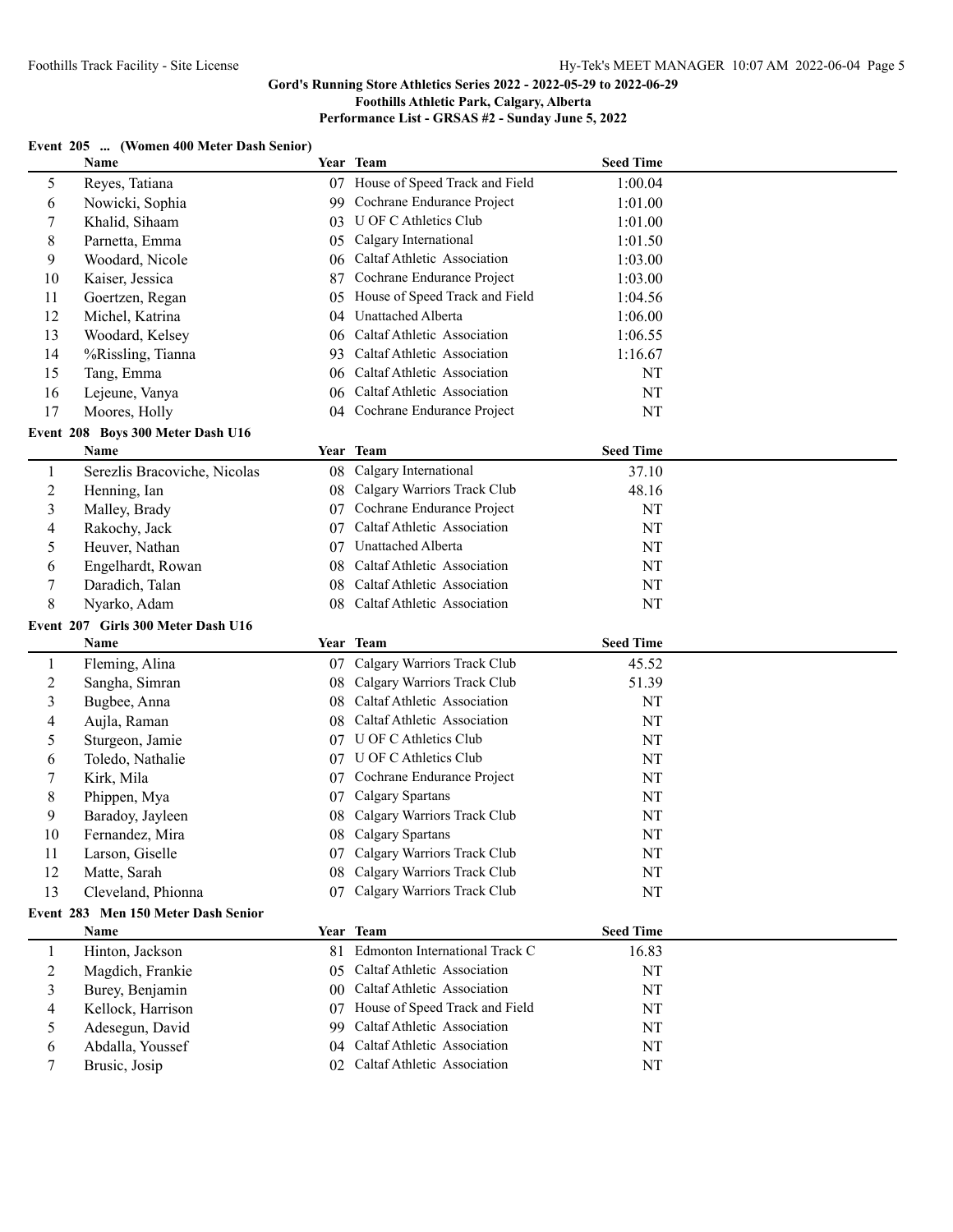Gord's Running Store Athletics Series 2022 - 2022-05-29 to 2022-06-29
Foothills Athletic Park, Calgary, Alberta
Performance List - GRSAS #2 - Sunday June 5, 2022

**Event 205 ... (Women 400 Meter Dash Senior)**

| | Name | Year | Team | Seed Time |
|---|---|---|---|---|
| 5 | Reyes, Tatiana | 07 | House of Speed Track and Field | 1:00.04 |
| 6 | Nowicki, Sophia | 99 | Cochrane Endurance Project | 1:01.00 |
| 7 | Khalid, Sihaam | 03 | U OF C Athletics Club | 1:01.00 |
| 8 | Parnetta, Emma | 05 | Calgary International | 1:01.50 |
| 9 | Woodard, Nicole | 06 | Caltaf Athletic Association | 1:03.00 |
| 10 | Kaiser, Jessica | 87 | Cochrane Endurance Project | 1:03.00 |
| 11 | Goertzen, Regan | 05 | House of Speed Track and Field | 1:04.56 |
| 12 | Michel, Katrina | 04 | Unattached Alberta | 1:06.00 |
| 13 | Woodard, Kelsey | 06 | Caltaf Athletic Association | 1:06.55 |
| 14 | %Rissling, Tianna | 93 | Caltaf Athletic Association | 1:16.67 |
| 15 | Tang, Emma | 06 | Caltaf Athletic Association | NT |
| 16 | Lejeune, Vanya | 06 | Caltaf Athletic Association | NT |
| 17 | Moores, Holly | 04 | Cochrane Endurance Project | NT |

**Event 208 Boys 300 Meter Dash U16**

| | Name | Year | Team | Seed Time |
|---|---|---|---|---|
| 1 | Serezlis Bracoviche, Nicolas | 08 | Calgary International | 37.10 |
| 2 | Henning, Ian | 08 | Calgary Warriors Track Club | 48.16 |
| 3 | Malley, Brady | 07 | Cochrane Endurance Project | NT |
| 4 | Rakochy, Jack | 07 | Caltaf Athletic Association | NT |
| 5 | Heuver, Nathan | 07 | Unattached Alberta | NT |
| 6 | Engelhardt, Rowan | 08 | Caltaf Athletic Association | NT |
| 7 | Daradich, Talan | 08 | Caltaf Athletic Association | NT |
| 8 | Nyarko, Adam | 08 | Caltaf Athletic Association | NT |

**Event 207 Girls 300 Meter Dash U16**

| | Name | Year | Team | Seed Time |
|---|---|---|---|---|
| 1 | Fleming, Alina | 07 | Calgary Warriors Track Club | 45.52 |
| 2 | Sangha, Simran | 08 | Calgary Warriors Track Club | 51.39 |
| 3 | Bugbee, Anna | 08 | Caltaf Athletic Association | NT |
| 4 | Aujla, Raman | 08 | Caltaf Athletic Association | NT |
| 5 | Sturgeon, Jamie | 07 | U OF C Athletics Club | NT |
| 6 | Toledo, Nathalie | 07 | U OF C Athletics Club | NT |
| 7 | Kirk, Mila | 07 | Cochrane Endurance Project | NT |
| 8 | Phippen, Mya | 07 | Calgary Spartans | NT |
| 9 | Baradoy, Jayleen | 08 | Calgary Warriors Track Club | NT |
| 10 | Fernandez, Mira | 08 | Calgary Spartans | NT |
| 11 | Larson, Giselle | 07 | Calgary Warriors Track Club | NT |
| 12 | Matte, Sarah | 08 | Calgary Warriors Track Club | NT |
| 13 | Cleveland, Phionna | 07 | Calgary Warriors Track Club | NT |

**Event 283 Men 150 Meter Dash Senior**

| | Name | Year | Team | Seed Time |
|---|---|---|---|---|
| 1 | Hinton, Jackson | 81 | Edmonton International Track C | 16.83 |
| 2 | Magdich, Frankie | 05 | Caltaf Athletic Association | NT |
| 3 | Burey, Benjamin | 00 | Caltaf Athletic Association | NT |
| 4 | Kellock, Harrison | 07 | House of Speed Track and Field | NT |
| 5 | Adesegun, David | 99 | Caltaf Athletic Association | NT |
| 6 | Abdalla, Youssef | 04 | Caltaf Athletic Association | NT |
| 7 | Brusic, Josip | 02 | Caltaf Athletic Association | NT |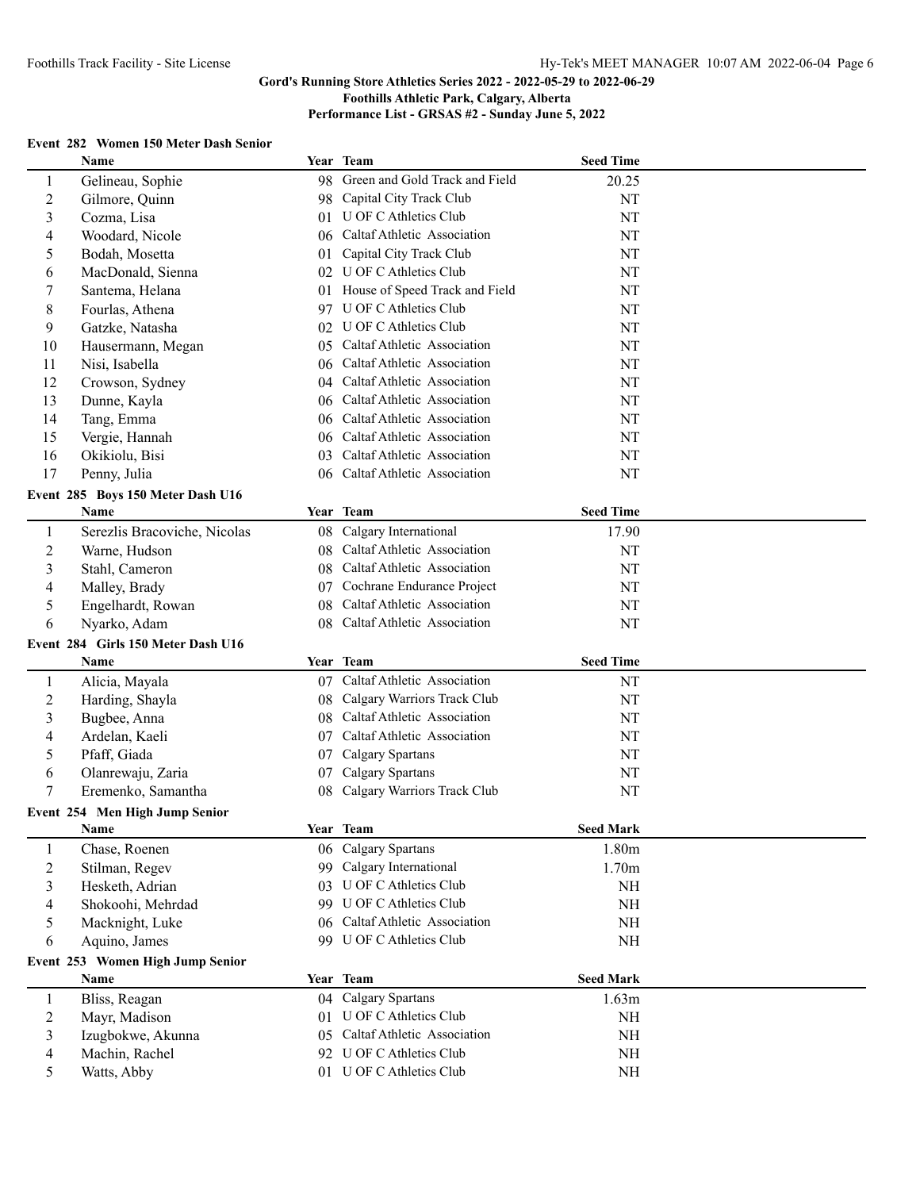## Gord's Running Store Athletics Series 2022 - 2022-05-29 to 2022-06-29
## Foothills Athletic Park, Calgary, Alberta
## Performance List - GRSAS #2 - Sunday June 5, 2022

### Event 282 Women 150 Meter Dash Senior

| | Name | Year | Team | Seed Time |
|---|---|---|---|---|
| 1 | Gelineau, Sophie | 98 | Green and Gold Track and Field | 20.25 |
| 2 | Gilmore, Quinn | 98 | Capital City Track Club | NT |
| 3 | Cozma, Lisa | 01 | U OF C Athletics Club | NT |
| 4 | Woodard, Nicole | 06 | Caltaf Athletic Association | NT |
| 5 | Bodah, Mosetta | 01 | Capital City Track Club | NT |
| 6 | MacDonald, Sienna | 02 | U OF C Athletics Club | NT |
| 7 | Santema, Helana | 01 | House of Speed Track and Field | NT |
| 8 | Fourlas, Athena | 97 | U OF C Athletics Club | NT |
| 9 | Gatzke, Natasha | 02 | U OF C Athletics Club | NT |
| 10 | Hausermann, Megan | 05 | Caltaf Athletic Association | NT |
| 11 | Nisi, Isabella | 06 | Caltaf Athletic Association | NT |
| 12 | Crowson, Sydney | 04 | Caltaf Athletic Association | NT |
| 13 | Dunne, Kayla | 06 | Caltaf Athletic Association | NT |
| 14 | Tang, Emma | 06 | Caltaf Athletic Association | NT |
| 15 | Vergie, Hannah | 06 | Caltaf Athletic Association | NT |
| 16 | Okikiolu, Bisi | 03 | Caltaf Athletic Association | NT |
| 17 | Penny, Julia | 06 | Caltaf Athletic Association | NT |

### Event 285 Boys 150 Meter Dash U16

| | Name | Year | Team | Seed Time |
|---|---|---|---|---|
| 1 | Serezlis Bracoviche, Nicolas | 08 | Calgary International | 17.90 |
| 2 | Warne, Hudson | 08 | Caltaf Athletic Association | NT |
| 3 | Stahl, Cameron | 08 | Caltaf Athletic Association | NT |
| 4 | Malley, Brady | 07 | Cochrane Endurance Project | NT |
| 5 | Engelhardt, Rowan | 08 | Caltaf Athletic Association | NT |
| 6 | Nyarko, Adam | 08 | Caltaf Athletic Association | NT |

### Event 284 Girls 150 Meter Dash U16

| | Name | Year | Team | Seed Time |
|---|---|---|---|---|
| 1 | Alicia, Mayala | 07 | Caltaf Athletic Association | NT |
| 2 | Harding, Shayla | 08 | Calgary Warriors Track Club | NT |
| 3 | Bugbee, Anna | 08 | Caltaf Athletic Association | NT |
| 4 | Ardelan, Kaeli | 07 | Caltaf Athletic Association | NT |
| 5 | Pfaff, Giada | 07 | Calgary Spartans | NT |
| 6 | Olanrewaju, Zaria | 07 | Calgary Spartans | NT |
| 7 | Eremenko, Samantha | 08 | Calgary Warriors Track Club | NT |

### Event 254 Men High Jump Senior

| | Name | Year | Team | Seed Mark |
|---|---|---|---|---|
| 1 | Chase, Roenen | 06 | Calgary Spartans | 1.80m |
| 2 | Stilman, Regev | 99 | Calgary International | 1.70m |
| 3 | Hesketh, Adrian | 03 | U OF C Athletics Club | NH |
| 4 | Shokoohi, Mehrdad | 99 | U OF C Athletics Club | NH |
| 5 | Macknight, Luke | 06 | Caltaf Athletic Association | NH |
| 6 | Aquino, James | 99 | U OF C Athletics Club | NH |

### Event 253 Women High Jump Senior

| | Name | Year | Team | Seed Mark |
|---|---|---|---|---|
| 1 | Bliss, Reagan | 04 | Calgary Spartans | 1.63m |
| 2 | Mayr, Madison | 01 | U OF C Athletics Club | NH |
| 3 | Izugbokwe, Akunna | 05 | Caltaf Athletic Association | NH |
| 4 | Machin, Rachel | 92 | U OF C Athletics Club | NH |
| 5 | Watts, Abby | 01 | U OF C Athletics Club | NH |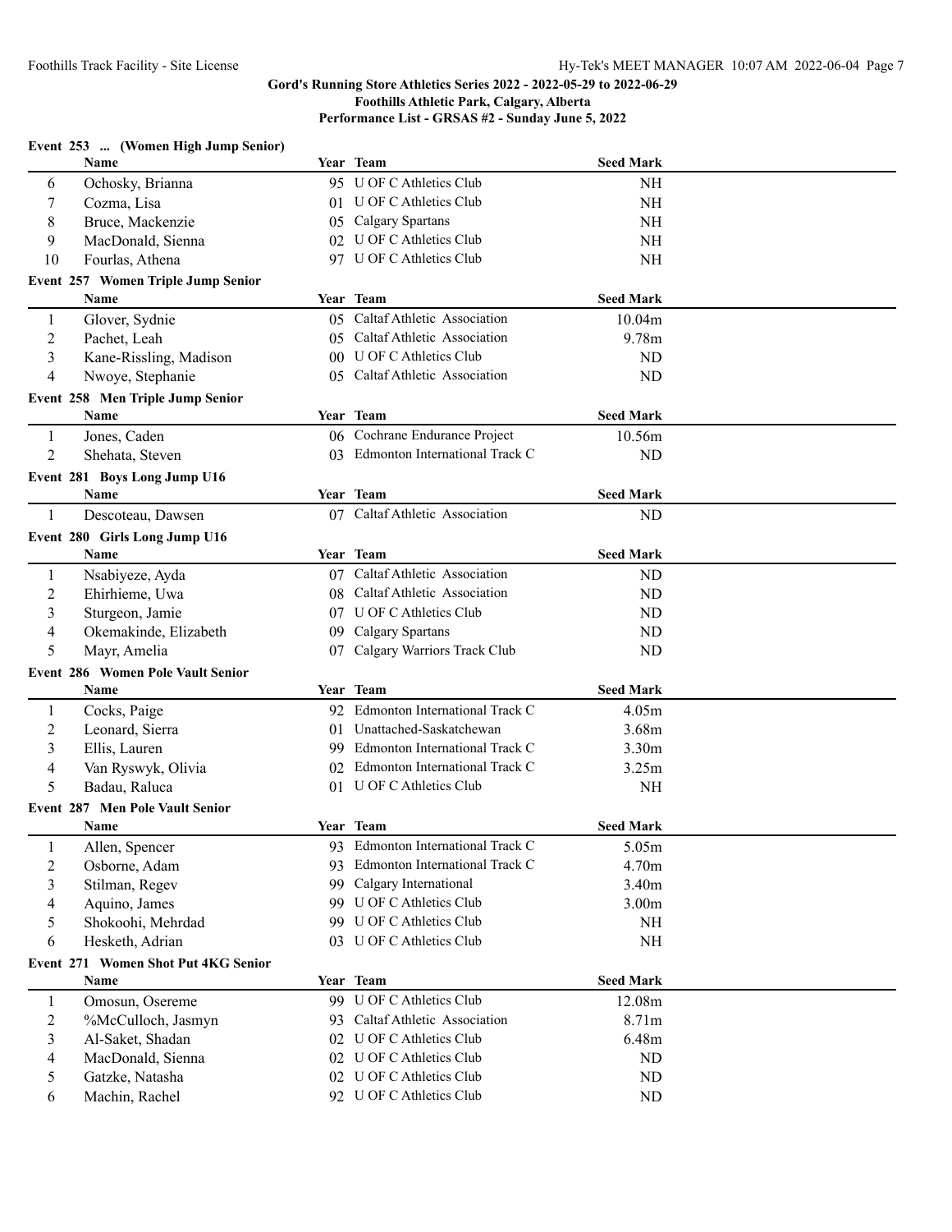**Gord's Running Store Athletics Series 2022 - 2022-05-29 to 2022-06-29**
**Foothills Athletic Park, Calgary, Alberta**
**Performance List - GRSAS #2 - Sunday June 5, 2022**

### Event 253 ... (Women High Jump Senior)

| | Name | Year | Team | Seed Mark |
|---|---|---|---|---|
| 6 | Ochosky, Brianna | 95 | U OF C Athletics Club | NH |
| 7 | Cozma, Lisa | 01 | U OF C Athletics Club | NH |
| 8 | Bruce, Mackenzie | 05 | Calgary Spartans | NH |
| 9 | MacDonald, Sienna | 02 | U OF C Athletics Club | NH |
| 10 | Fourlas, Athena | 97 | U OF C Athletics Club | NH |

### Event 257 Women Triple Jump Senior

| | Name | Year | Team | Seed Mark |
|---|---|---|---|---|
| 1 | Glover, Sydnie | 05 | Caltaf Athletic Association | 10.04m |
| 2 | Pachet, Leah | 05 | Caltaf Athletic Association | 9.78m |
| 3 | Kane-Rissling, Madison | 00 | U OF C Athletics Club | ND |
| 4 | Nwoye, Stephanie | 05 | Caltaf Athletic Association | ND |

### Event 258 Men Triple Jump Senior

| | Name | Year | Team | Seed Mark |
|---|---|---|---|---|
| 1 | Jones, Caden | 06 | Cochrane Endurance Project | 10.56m |
| 2 | Shehata, Steven | 03 | Edmonton International Track C | ND |

### Event 281 Boys Long Jump U16

| | Name | Year | Team | Seed Mark |
|---|---|---|---|---|
| 1 | Descoteau, Dawsen | 07 | Caltaf Athletic Association | ND |

### Event 280 Girls Long Jump U16

| | Name | Year | Team | Seed Mark |
|---|---|---|---|---|
| 1 | Nsabiyeze, Ayda | 07 | Caltaf Athletic Association | ND |
| 2 | Ehirhieme, Uwa | 08 | Caltaf Athletic Association | ND |
| 3 | Sturgeon, Jamie | 07 | U OF C Athletics Club | ND |
| 4 | Okemakinde, Elizabeth | 09 | Calgary Spartans | ND |
| 5 | Mayr, Amelia | 07 | Calgary Warriors Track Club | ND |

### Event 286 Women Pole Vault Senior

| | Name | Year | Team | Seed Mark |
|---|---|---|---|---|
| 1 | Cocks, Paige | 92 | Edmonton International Track C | 4.05m |
| 2 | Leonard, Sierra | 01 | Unattached-Saskatchewan | 3.68m |
| 3 | Ellis, Lauren | 99 | Edmonton International Track C | 3.30m |
| 4 | Van Ryswyk, Olivia | 02 | Edmonton International Track C | 3.25m |
| 5 | Badau, Raluca | 01 | U OF C Athletics Club | NH |

### Event 287 Men Pole Vault Senior

| | Name | Year | Team | Seed Mark |
|---|---|---|---|---|
| 1 | Allen, Spencer | 93 | Edmonton International Track C | 5.05m |
| 2 | Osborne, Adam | 93 | Edmonton International Track C | 4.70m |
| 3 | Stilman, Regev | 99 | Calgary International | 3.40m |
| 4 | Aquino, James | 99 | U OF C Athletics Club | 3.00m |
| 5 | Shokoohi, Mehrdad | 99 | U OF C Athletics Club | NH |
| 6 | Hesketh, Adrian | 03 | U OF C Athletics Club | NH |

### Event 271 Women Shot Put 4KG Senior

| | Name | Year | Team | Seed Mark |
|---|---|---|---|---|
| 1 | Omosun, Osereme | 99 | U OF C Athletics Club | 12.08m |
| 2 | %McCulloch, Jasmyn | 93 | Caltaf Athletic Association | 8.71m |
| 3 | Al-Saket, Shadan | 02 | U OF C Athletics Club | 6.48m |
| 4 | MacDonald, Sienna | 02 | U OF C Athletics Club | ND |
| 5 | Gatzke, Natasha | 02 | U OF C Athletics Club | ND |
| 6 | Machin, Rachel | 92 | U OF C Athletics Club | ND |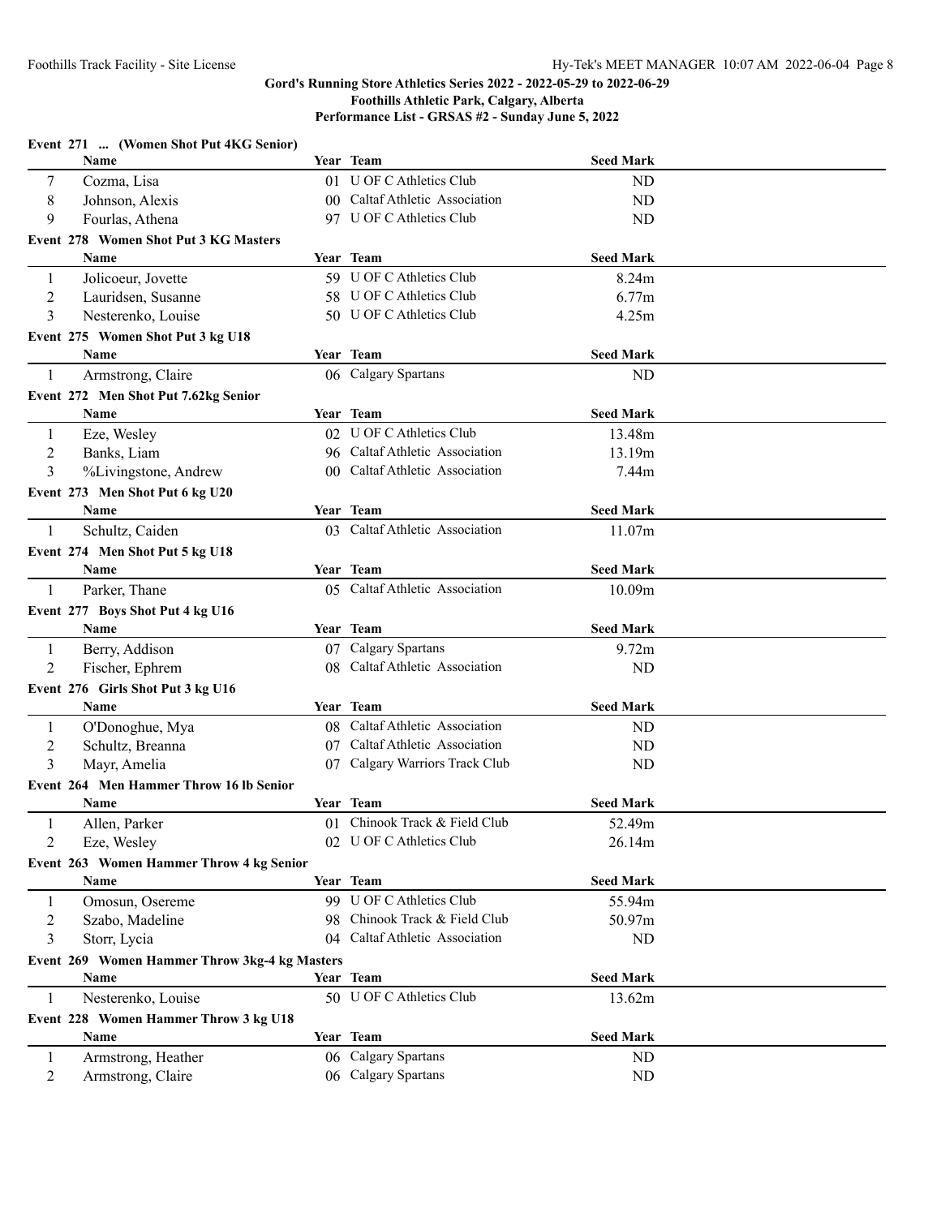**Gord's Running Store Athletics Series 2022 - 2022-05-29 to 2022-06-29**
**Foothills Athletic Park, Calgary, Alberta**
**Performance List - GRSAS #2 - Sunday June 5, 2022**

### Event 271 ... (Women Shot Put 4KG Senior)

| | Name | Year | Team | Seed Mark |
|---|---|---|---|---|
| 7 | Cozma, Lisa | 01 | U OF C Athletics Club | ND |
| 8 | Johnson, Alexis | 00 | Caltaf Athletic Association | ND |
| 9 | Fourlas, Athena | 97 | U OF C Athletics Club | ND |

### Event 278 Women Shot Put 3 KG Masters

| | Name | Year | Team | Seed Mark |
|---|---|---|---|---|
| 1 | Jolicoeur, Jovette | 59 | U OF C Athletics Club | 8.24m |
| 2 | Lauridsen, Susanne | 58 | U OF C Athletics Club | 6.77m |
| 3 | Nesterenko, Louise | 50 | U OF C Athletics Club | 4.25m |

### Event 275 Women Shot Put 3 kg U18

| | Name | Year | Team | Seed Mark |
|---|---|---|---|---|
| 1 | Armstrong, Claire | 06 | Calgary Spartans | ND |

### Event 272 Men Shot Put 7.62kg Senior

| | Name | Year | Team | Seed Mark |
|---|---|---|---|---|
| 1 | Eze, Wesley | 02 | U OF C Athletics Club | 13.48m |
| 2 | Banks, Liam | 96 | Caltaf Athletic Association | 13.19m |
| 3 | %Livingstone, Andrew | 00 | Caltaf Athletic Association | 7.44m |

### Event 273 Men Shot Put 6 kg U20

| | Name | Year | Team | Seed Mark |
|---|---|---|---|---|
| 1 | Schultz, Caiden | 03 | Caltaf Athletic Association | 11.07m |

### Event 274 Men Shot Put 5 kg U18

| | Name | Year | Team | Seed Mark |
|---|---|---|---|---|
| 1 | Parker, Thane | 05 | Caltaf Athletic Association | 10.09m |

### Event 277 Boys Shot Put 4 kg U16

| | Name | Year | Team | Seed Mark |
|---|---|---|---|---|
| 1 | Berry, Addison | 07 | Calgary Spartans | 9.72m |
| 2 | Fischer, Ephrem | 08 | Caltaf Athletic Association | ND |

### Event 276 Girls Shot Put 3 kg U16

| | Name | Year | Team | Seed Mark |
|---|---|---|---|---|
| 1 | O'Donoghue, Mya | 08 | Caltaf Athletic Association | ND |
| 2 | Schultz, Breanna | 07 | Caltaf Athletic Association | ND |
| 3 | Mayr, Amelia | 07 | Calgary Warriors Track Club | ND |

### Event 264 Men Hammer Throw 16 lb Senior

| | Name | Year | Team | Seed Mark |
|---|---|---|---|---|
| 1 | Allen, Parker | 01 | Chinook Track & Field Club | 52.49m |
| 2 | Eze, Wesley | 02 | U OF C Athletics Club | 26.14m |

### Event 263 Women Hammer Throw 4 kg Senior

| | Name | Year | Team | Seed Mark |
|---|---|---|---|---|
| 1 | Omosun, Osereme | 99 | U OF C Athletics Club | 55.94m |
| 2 | Szabo, Madeline | 98 | Chinook Track & Field Club | 50.97m |
| 3 | Storr, Lycia | 04 | Caltaf Athletic Association | ND |

### Event 269 Women Hammer Throw 3kg-4 kg Masters

| | Name | Year | Team | Seed Mark |
|---|---|---|---|---|
| 1 | Nesterenko, Louise | 50 | U OF C Athletics Club | 13.62m |

### Event 228 Women Hammer Throw 3 kg U18

| | Name | Year | Team | Seed Mark |
|---|---|---|---|---|
| 1 | Armstrong, Heather | 06 | Calgary Spartans | ND |
| 2 | Armstrong, Claire | 06 | Calgary Spartans | ND |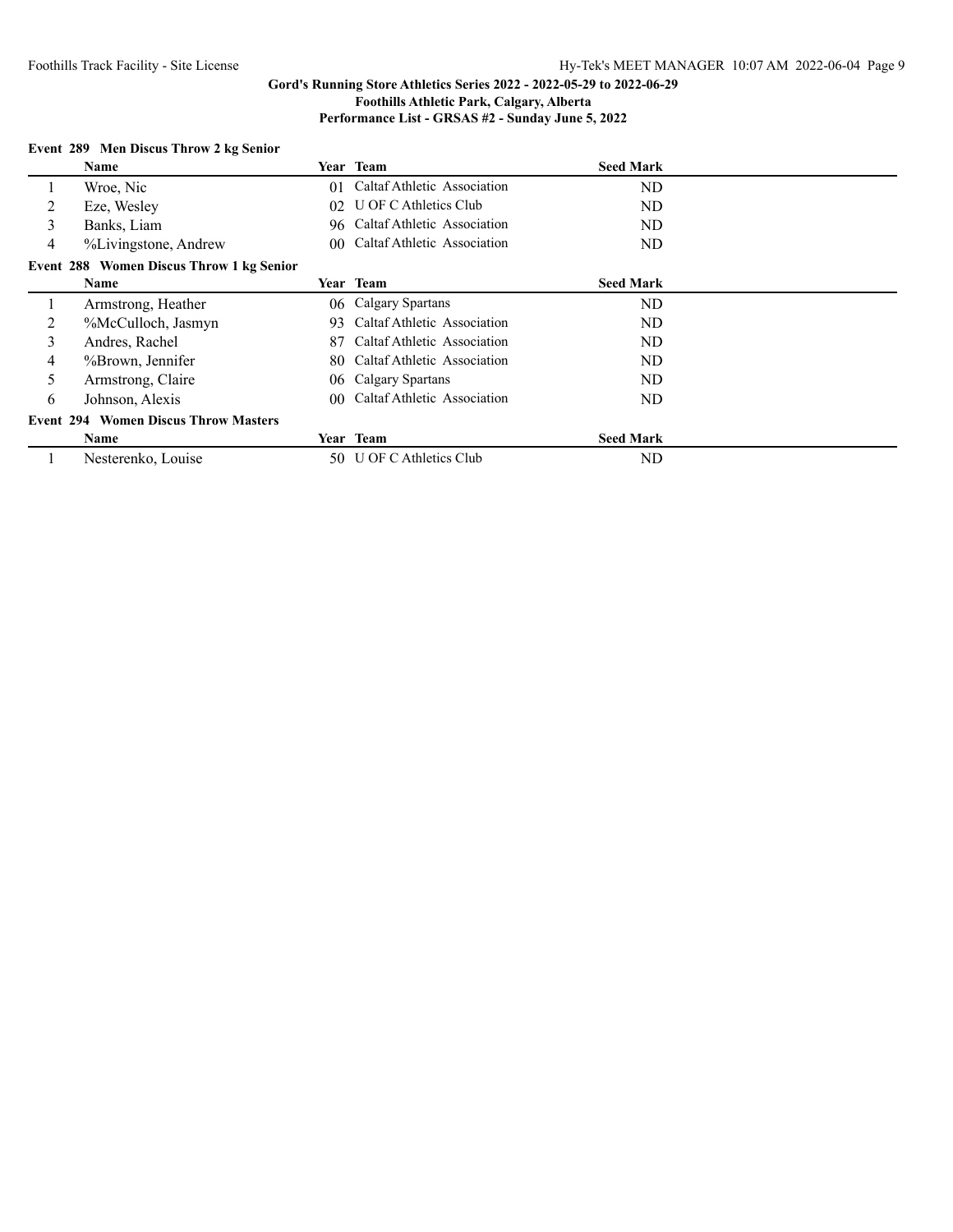## Gord's Running Store Athletics Series 2022 - 2022-05-29 to 2022-06-29

**Foothills Athletic Park, Calgary, Alberta**

**Performance List - GRSAS #2 - Sunday June 5, 2022**

### Event 289 Men Discus Throw 2 kg Senior

| | Name | Year | Team | Seed Mark |
|---|---|---|---|---|
| 1 | Wroe, Nic | 01 | Caltaf Athletic Association | ND |
| 2 | Eze, Wesley | 02 | U OF C Athletics Club | ND |
| 3 | Banks, Liam | 96 | Caltaf Athletic Association | ND |
| 4 | %Livingstone, Andrew | 00 | Caltaf Athletic Association | ND |

### Event 288 Women Discus Throw 1 kg Senior

| | Name | Year | Team | Seed Mark |
|---|---|---|---|---|
| 1 | Armstrong, Heather | 06 | Calgary Spartans | ND |
| 2 | %McCulloch, Jasmyn | 93 | Caltaf Athletic Association | ND |
| 3 | Andres, Rachel | 87 | Caltaf Athletic Association | ND |
| 4 | %Brown, Jennifer | 80 | Caltaf Athletic Association | ND |
| 5 | Armstrong, Claire | 06 | Calgary Spartans | ND |
| 6 | Johnson, Alexis | 00 | Caltaf Athletic Association | ND |

### Event 294 Women Discus Throw Masters

| | Name | Year | Team | Seed Mark |
|---|---|---|---|---|
| 1 | Nesterenko, Louise | 50 | U OF C Athletics Club | ND |